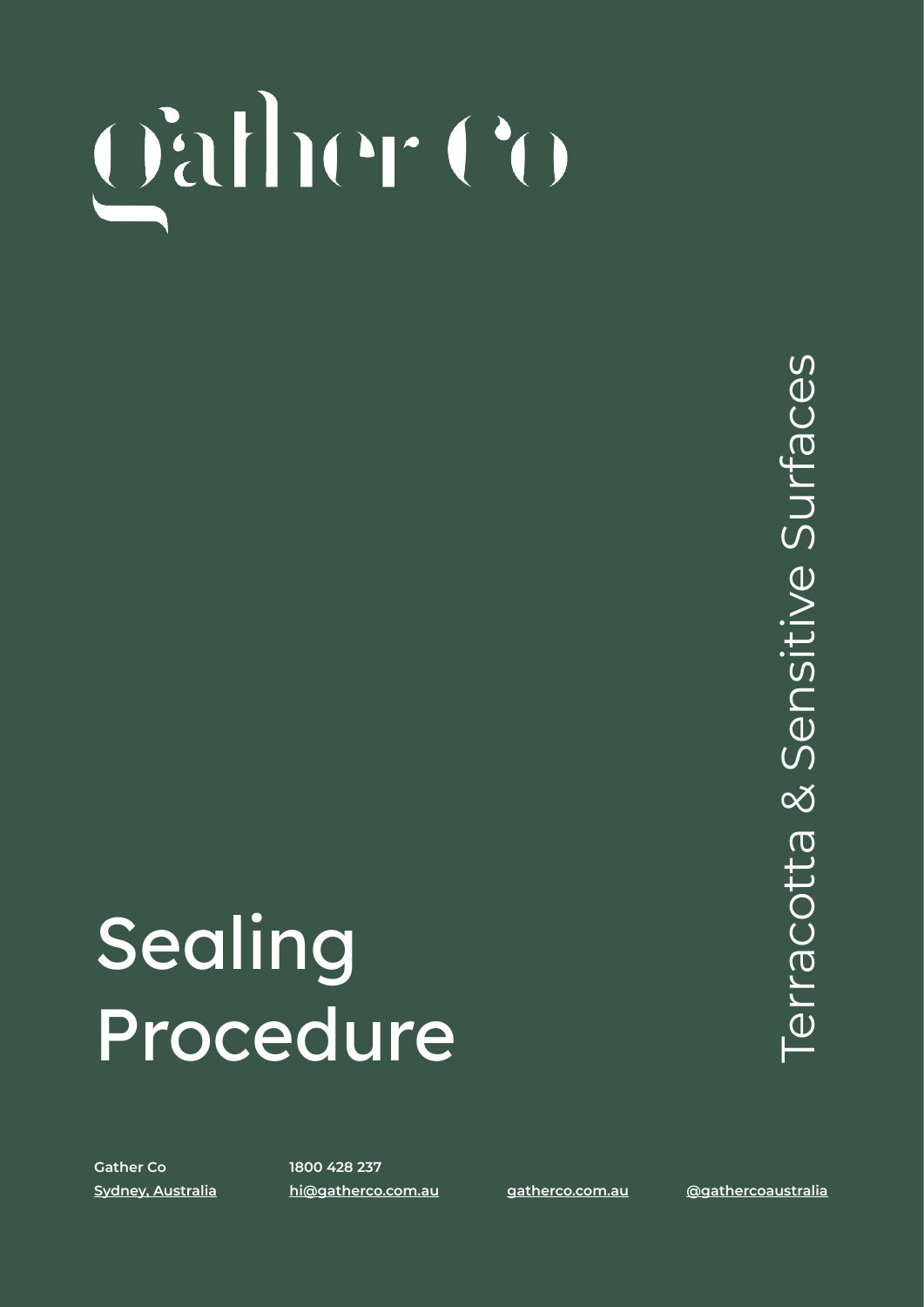# Gather Co

# Sealing Procedure

## Terracotta & Sensitive Surfaces

**Gather Co**
Sydney, Australia

**1800 428 237**
hi@gatherco.com.au

gatherco.com.au

@gathercoaustralia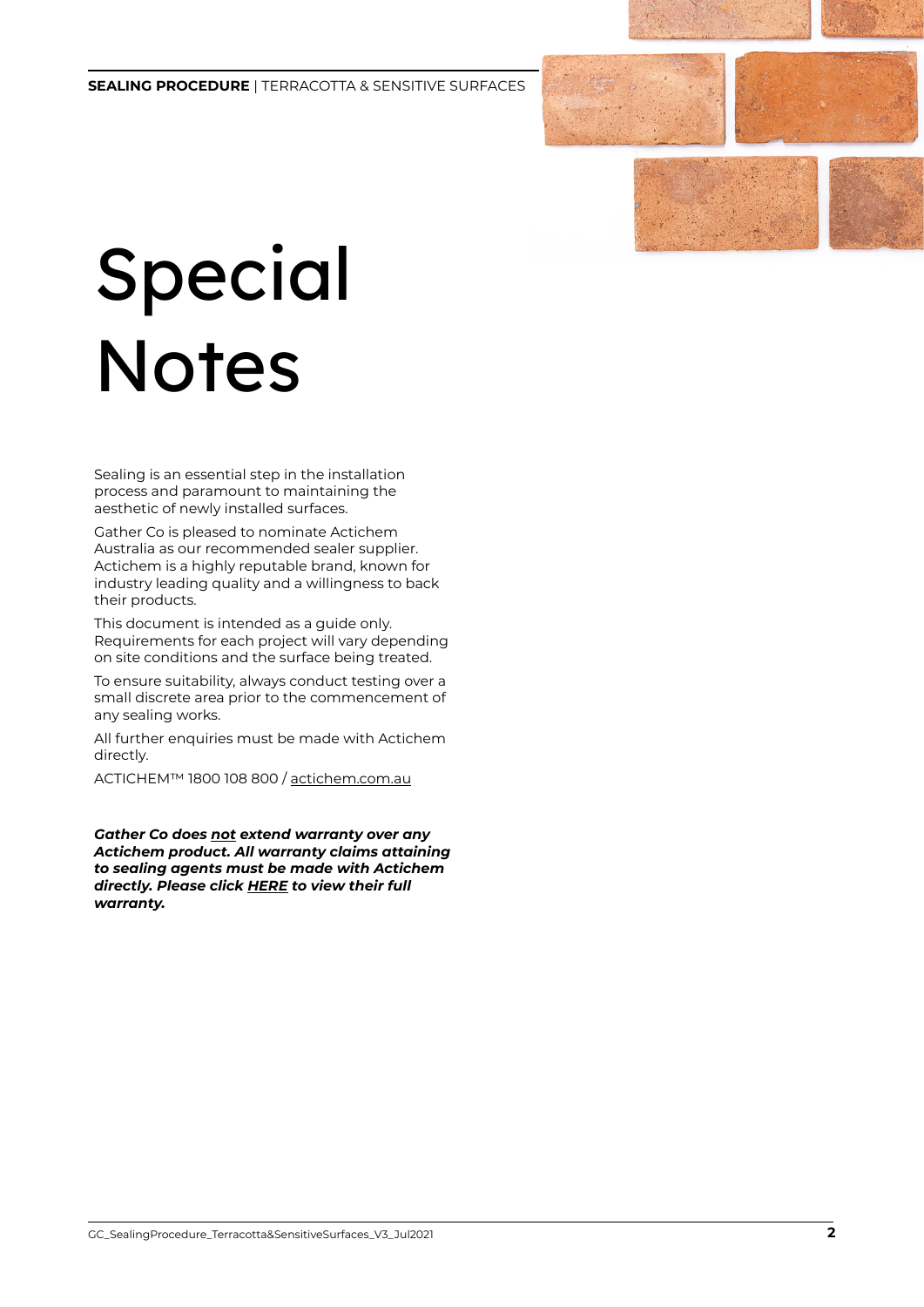# Special Notes

Sealing is an essential step in the installation process and paramount to maintaining the aesthetic of newly installed surfaces.

Gather Co is pleased to nominate Actichem Australia as our recommended sealer supplier. Actichem is a highly reputable brand, known for industry leading quality and a willingness to back their products.

This document is intended as a guide only. Requirements for each project will vary depending on site conditions and the surface being treated.

To ensure suitability, always conduct testing over a small discrete area prior to the commencement of any sealing works.

All further enquiries must be made with Actichem directly.

ACTICHEM™ 1800 108 800 / actichem.com.au

***Gather Co does <u>not</u> extend warranty over any Actichem product. All warranty claims attaining to sealing agents must be made with Actichem directly. Please click <u>HERE</u> to view their full warranty.***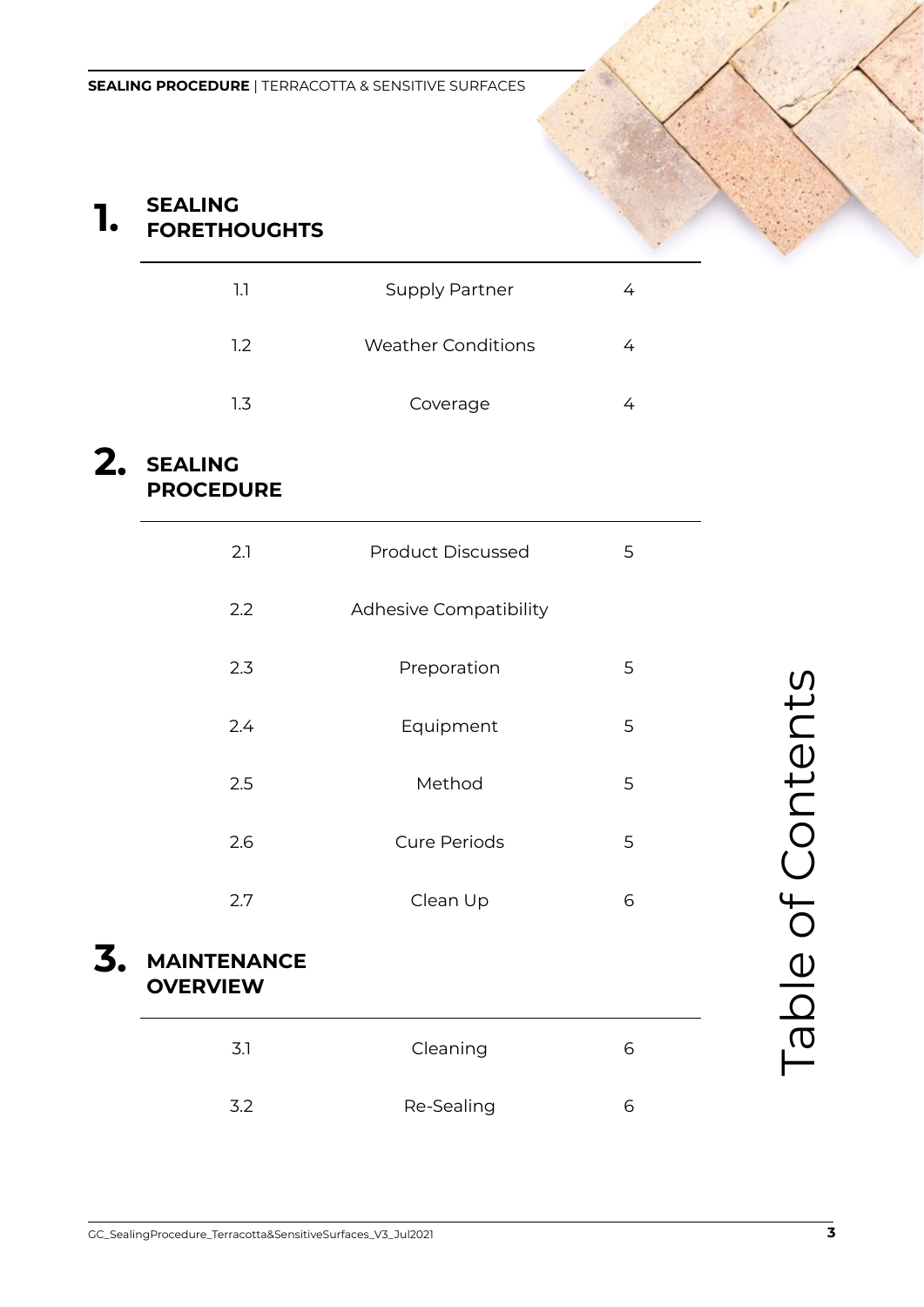# Table of Contents

## 1. SEALING FORETHOUGHTS

| | | |
|---|---|---|
| 1.1 | Supply Partner | 4 |
| 1.2 | Weather Conditions | 4 |
| 1.3 | Coverage | 4 |

## 2. SEALING PROCEDURE

| | | |
|---|---|---|
| 2.1 | Product Discussed | 5 |
| 2.2 | Adhesive Compatibility | |
| 2.3 | Preporation | 5 |
| 2.4 | Equipment | 5 |
| 2.5 | Method | 5 |
| 2.6 | Cure Periods | 5 |
| 2.7 | Clean Up | 6 |

## 3. MAINTENANCE OVERVIEW

| | | |
|---|---|---|
| 3.1 | Cleaning | 6 |
| 3.2 | Re-Sealing | 6 |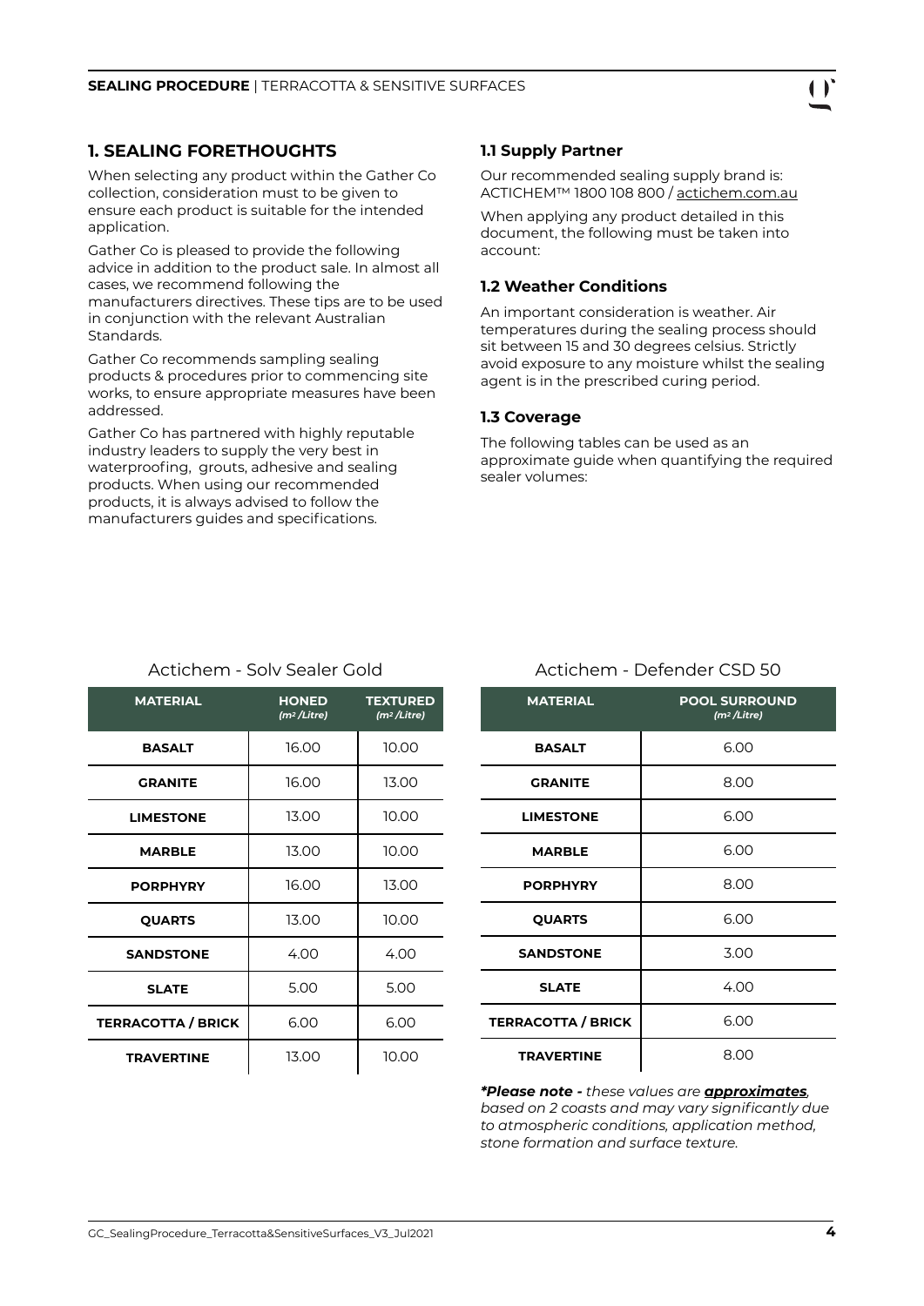## 1. SEALING FORETHOUGHTS

When selecting any product within the Gather Co collection, consideration must to be given to ensure each product is suitable for the intended application.

Gather Co is pleased to provide the following advice in addition to the product sale. In almost all cases, we recommend following the manufacturers directives. These tips are to be used in conjunction with the relevant Australian Standards.

Gather Co recommends sampling sealing products & procedures prior to commencing site works, to ensure appropriate measures have been addressed.

Gather Co has partnered with highly reputable industry leaders to supply the very best in waterproofing, grouts, adhesive and sealing products. When using our recommended products, it is always advised to follow the manufacturers guides and specifications.

### 1.1 Supply Partner

Our recommended sealing supply brand is: ACTICHEM™ 1800 108 800 / actichem.com.au

When applying any product detailed in this document, the following must be taken into account:

### 1.2 Weather Conditions

An important consideration is weather. Air temperatures during the sealing process should sit between 15 and 30 degrees celsius. Strictly avoid exposure to any moisture whilst the sealing agent is in the prescribed curing period.

### 1.3 Coverage

The following tables can be used as an approximate guide when quantifying the required sealer volumes:

Actichem - Solv Sealer Gold

| MATERIAL | HONED ($m^2$/Litre) | TEXTURED ($m^2$/Litre) |
|---|---|---|
| BASALT | 16.00 | 10.00 |
| GRANITE | 16.00 | 13.00 |
| LIMESTONE | 13.00 | 10.00 |
| MARBLE | 13.00 | 10.00 |
| PORPHYRY | 16.00 | 13.00 |
| QUARTS | 13.00 | 10.00 |
| SANDSTONE | 4.00 | 4.00 |
| SLATE | 5.00 | 5.00 |
| TERRACOTTA / BRICK | 6.00 | 6.00 |
| TRAVERTINE | 13.00 | 10.00 |

Actichem - Defender CSD 50

| MATERIAL | POOL SURROUND ($m^2$/Litre) |
|---|---|
| BASALT | 6.00 |
| GRANITE | 8.00 |
| LIMESTONE | 6.00 |
| MARBLE | 6.00 |
| PORPHYRY | 8.00 |
| QUARTS | 6.00 |
| SANDSTONE | 3.00 |
| SLATE | 4.00 |
| TERRACOTTA / BRICK | 6.00 |
| TRAVERTINE | 8.00 |

***Please note -** these values are **approximates**, based on 2 coasts and may vary significantly due to atmospheric conditions, application method, stone formation and surface texture.*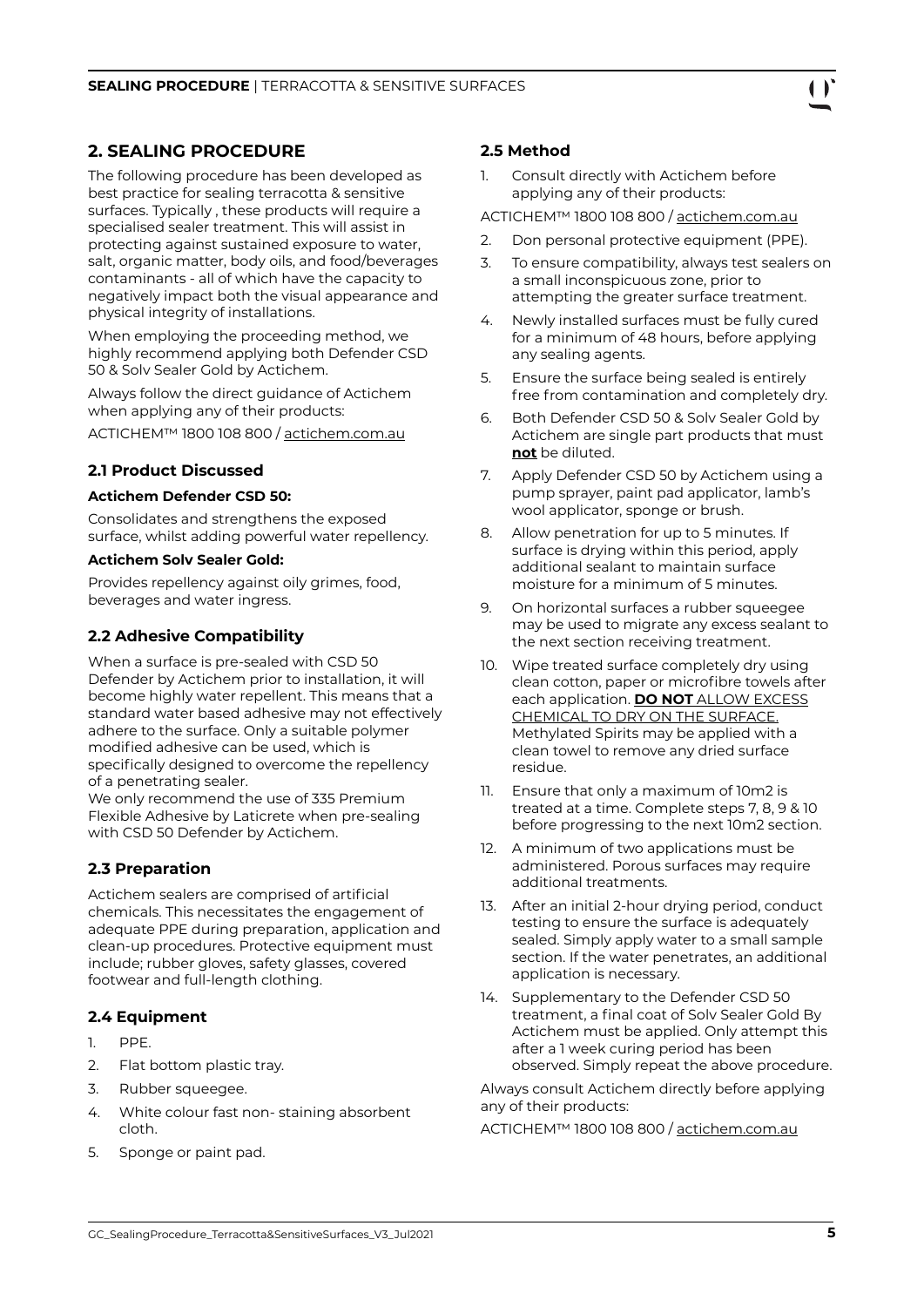## 2. SEALING PROCEDURE

The following procedure has been developed as best practice for sealing terracotta & sensitive surfaces. Typically , these products will require a specialised sealer treatment. This will assist in protecting against sustained exposure to water, salt, organic matter, body oils, and food/beverages contaminants - all of which have the capacity to negatively impact both the visual appearance and physical integrity of installations.

When employing the proceeding method, we highly recommend applying both Defender CSD 50 & Solv Sealer Gold by Actichem.

Always follow the direct guidance of Actichem when applying any of their products:

ACTICHEM™ 1800 108 800 / actichem.com.au

### 2.1 Product Discussed

**Actichem Defender CSD 50:**

Consolidates and strengthens the exposed surface, whilst adding powerful water repellency.

**Actichem Solv Sealer Gold:**

Provides repellency against oily grimes, food, beverages and water ingress.

### 2.2 Adhesive Compatibility

When a surface is pre-sealed with CSD 50 Defender by Actichem prior to installation, it will become highly water repellent. This means that a standard water based adhesive may not effectively adhere to the surface. Only a suitable polymer modified adhesive can be used, which is specifically designed to overcome the repellency of a penetrating sealer.
We only recommend the use of 335 Premium Flexible Adhesive by Laticrete when pre-sealing with CSD 50 Defender by Actichem.

### 2.3 Preparation

Actichem sealers are comprised of artificial chemicals. This necessitates the engagement of adequate PPE during preparation, application and clean-up procedures. Protective equipment must include; rubber gloves, safety glasses, covered footwear and full-length clothing.

### 2.4 Equipment

1. PPE.
2. Flat bottom plastic tray.
3. Rubber squeegee.
4. White colour fast non- staining absorbent cloth.
5. Sponge or paint pad.

### 2.5 Method

1. Consult directly with Actichem before applying any of their products:

ACTICHEM™ 1800 108 800 / actichem.com.au

2. Don personal protective equipment (PPE).
3. To ensure compatibility, always test sealers on a small inconspicuous zone, prior to attempting the greater surface treatment.
4. Newly installed surfaces must be fully cured for a minimum of 48 hours, before applying any sealing agents.
5. Ensure the surface being sealed is entirely free from contamination and completely dry.
6. Both Defender CSD 50 & Solv Sealer Gold by Actichem are single part products that must **not** be diluted.
7. Apply Defender CSD 50 by Actichem using a pump sprayer, paint pad applicator, lamb's wool applicator, sponge or brush.
8. Allow penetration for up to 5 minutes. If surface is drying within this period, apply additional sealant to maintain surface moisture for a minimum of 5 minutes.
9. On horizontal surfaces a rubber squeegee may be used to migrate any excess sealant to the next section receiving treatment.
10. Wipe treated surface completely dry using clean cotton, paper or microfibre towels after each application. **DO NOT** ALLOW EXCESS CHEMICAL TO DRY ON THE SURFACE. Methylated Spirits may be applied with a clean towel to remove any dried surface residue.
11. Ensure that only a maximum of 10m2 is treated at a time. Complete steps 7, 8, 9 & 10 before progressing to the next 10m2 section.
12. A minimum of two applications must be administered. Porous surfaces may require additional treatments.
13. After an initial 2-hour drying period, conduct testing to ensure the surface is adequately sealed. Simply apply water to a small sample section. If the water penetrates, an additional application is necessary.
14. Supplementary to the Defender CSD 50 treatment, a final coat of Solv Sealer Gold By Actichem must be applied. Only attempt this after a 1 week curing period has been observed. Simply repeat the above procedure.

Always consult Actichem directly before applying any of their products:

ACTICHEM™ 1800 108 800 / actichem.com.au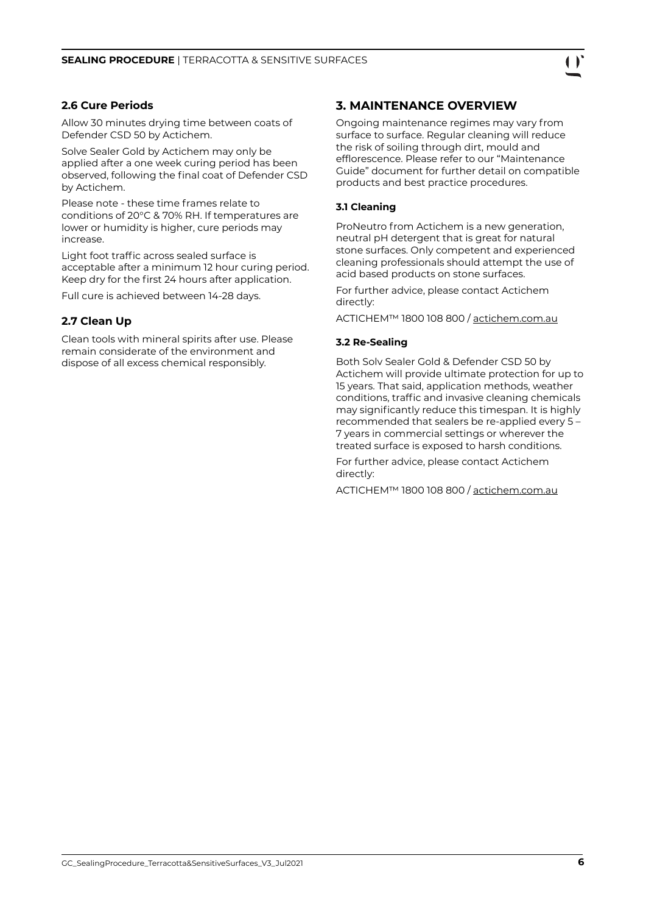### 2.6 Cure Periods

Allow 30 minutes drying time between coats of Defender CSD 50 by Actichem.

Solve Sealer Gold by Actichem may only be applied after a one week curing period has been observed, following the final coat of Defender CSD by Actichem.

Please note - these time frames relate to conditions of 20°C & 70% RH. If temperatures are lower or humidity is higher, cure periods may increase.

Light foot traffic across sealed surface is acceptable after a minimum 12 hour curing period. Keep dry for the first 24 hours after application.

Full cure is achieved between 14-28 days.

### 2.7 Clean Up

Clean tools with mineral spirits after use. Please remain considerate of the environment and dispose of all excess chemical responsibly.

## 3. MAINTENANCE OVERVIEW

Ongoing maintenance regimes may vary from surface to surface. Regular cleaning will reduce the risk of soiling through dirt, mould and efflorescence. Please refer to our "Maintenance Guide" document for further detail on compatible products and best practice procedures.

#### 3.1 Cleaning

ProNeutro from Actichem is a new generation, neutral pH detergent that is great for natural stone surfaces. Only competent and experienced cleaning professionals should attempt the use of acid based products on stone surfaces.

For further advice, please contact Actichem directly:

ACTICHEM™ 1800 108 800 / actichem.com.au

#### 3.2 Re-Sealing

Both Solv Sealer Gold & Defender CSD 50 by Actichem will provide ultimate protection for up to 15 years. That said, application methods, weather conditions, traffic and invasive cleaning chemicals may significantly reduce this timespan. It is highly recommended that sealers be re-applied every 5 – 7 years in commercial settings or wherever the treated surface is exposed to harsh conditions.

For further advice, please contact Actichem directly:

ACTICHEM™ 1800 108 800 / actichem.com.au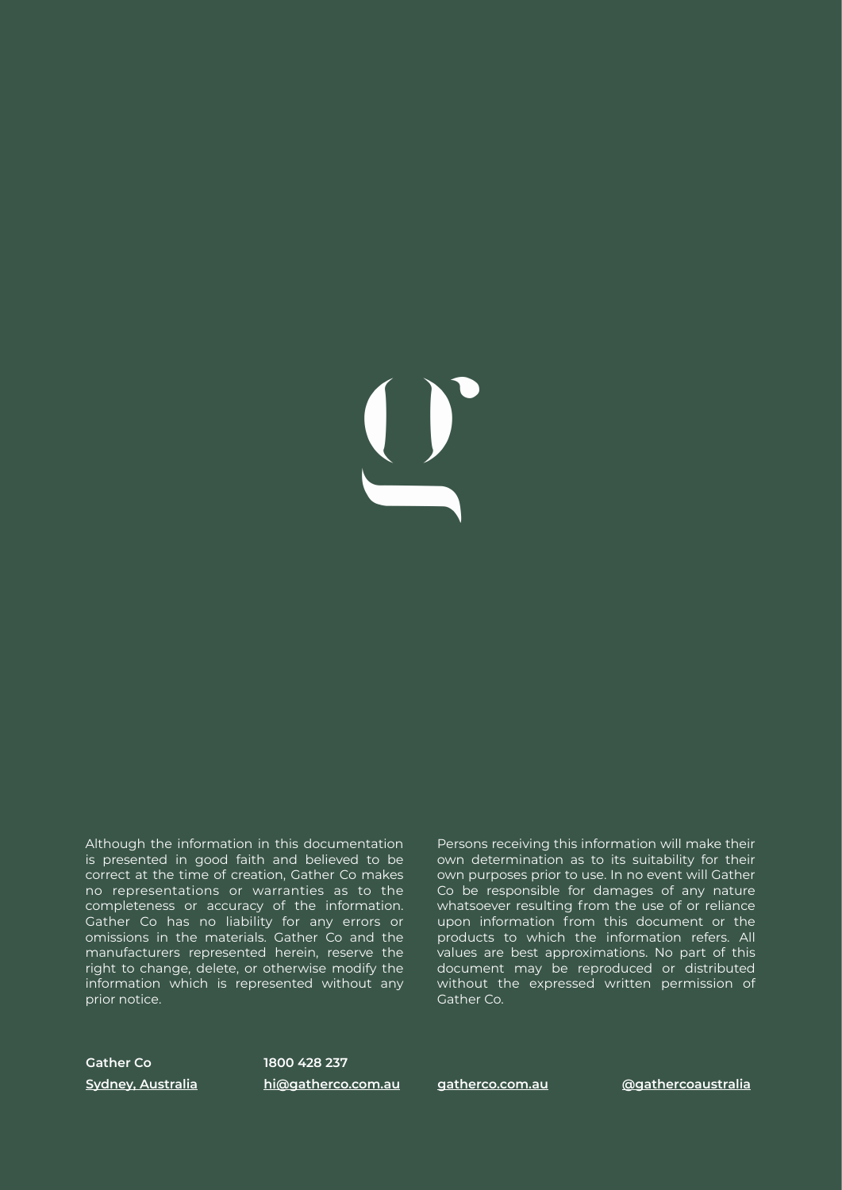Although the information in this documentation is presented in good faith and believed to be correct at the time of creation, Gather Co makes no representations or warranties as to the completeness or accuracy of the information. Gather Co has no liability for any errors or omissions in the materials. Gather Co and the manufacturers represented herein, reserve the right to change, delete, or otherwise modify the information which is represented without any prior notice.

Persons receiving this information will make their own determination as to its suitability for their own purposes prior to use. In no event will Gather Co be responsible for damages of any nature whatsoever resulting from the use of or reliance upon information from this document or the products to which the information refers. All values are best approximations. No part of this document may be reproduced or distributed without the expressed written permission of Gather Co.

**Gather Co**
**Sydney, Australia**

**1800 428 237**
**hi@gatherco.com.au**

**gatherco.com.au**

**@gathercoaustralia**